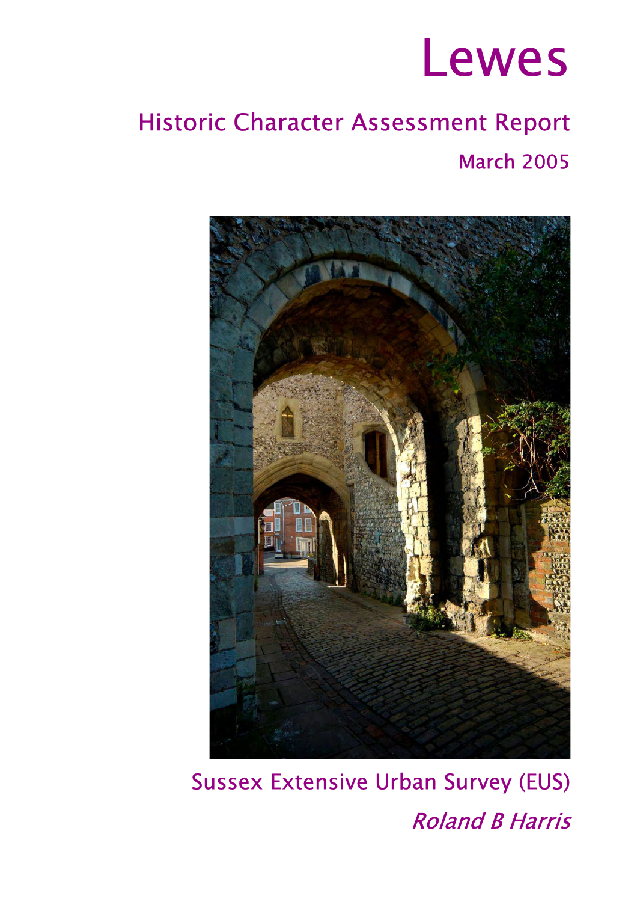# Lewes

## Historic Character Assessment Report

March 2005

Sussex Extensive Urban Survey (EUS)

*Roland B Harris*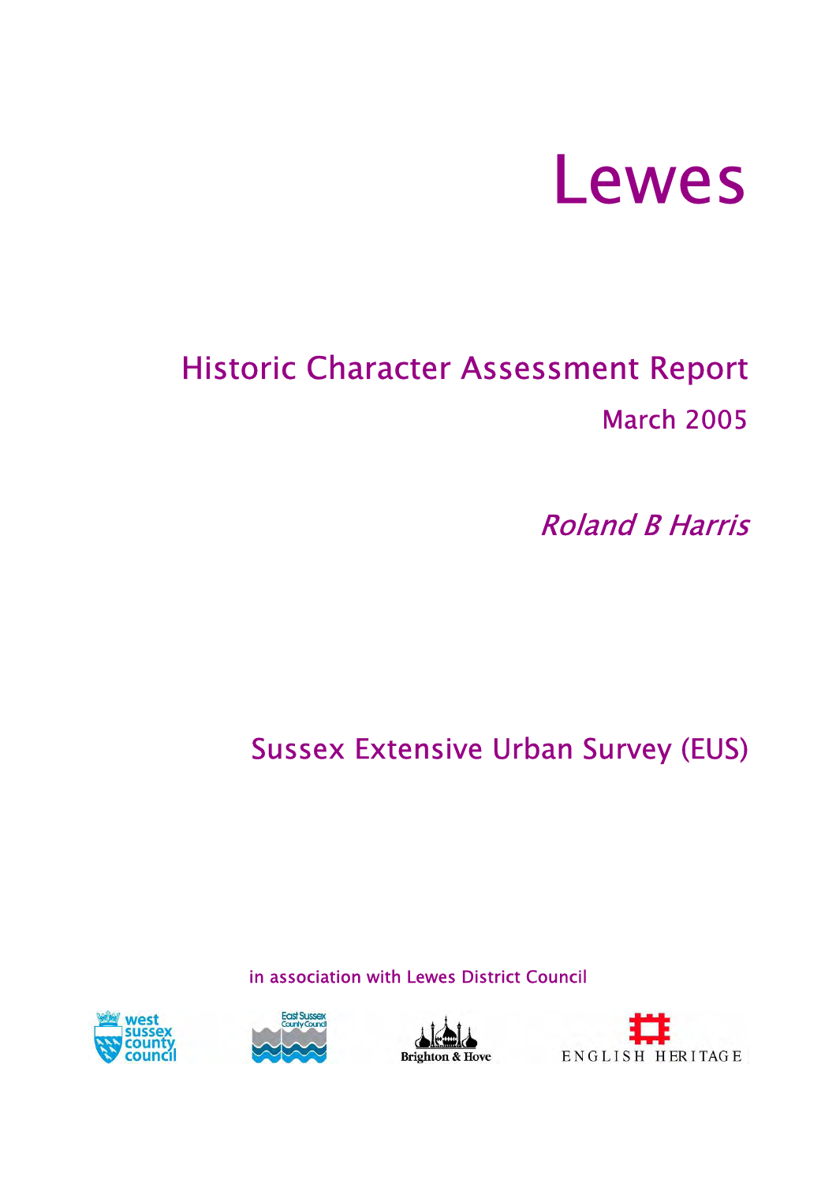# Lewes

## Historic Character Assessment Report

March 2005

*Roland B Harris*

## Sussex Extensive Urban Survey (EUS)

in association with Lewes District Council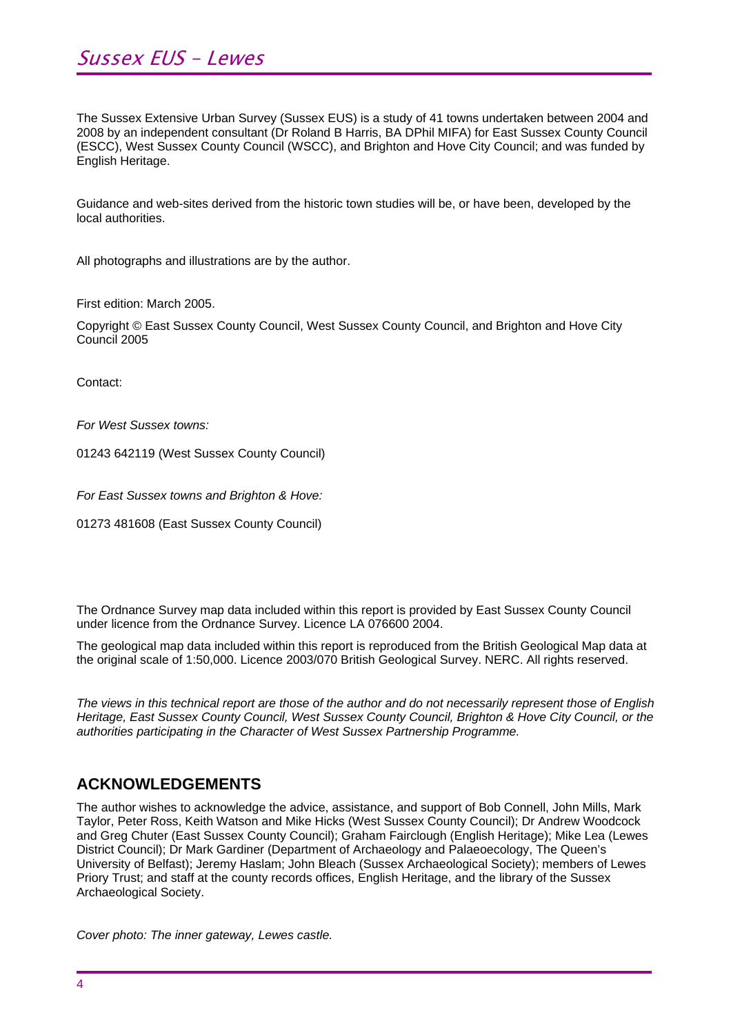The Sussex Extensive Urban Survey (Sussex EUS) is a study of 41 towns undertaken between 2004 and 2008 by an independent consultant (Dr Roland B Harris, BA DPhil MIFA) for East Sussex County Council (ESCC), West Sussex County Council (WSCC), and Brighton and Hove City Council; and was funded by English Heritage.

Guidance and web-sites derived from the historic town studies will be, or have been, developed by the local authorities.

All photographs and illustrations are by the author.

First edition: March 2005.

Copyright © East Sussex County Council, West Sussex County Council, and Brighton and Hove City Council 2005

Contact:

*For West Sussex towns:*

01243 642119 (West Sussex County Council)

*For East Sussex towns and Brighton & Hove:*

01273 481608 (East Sussex County Council)

The Ordnance Survey map data included within this report is provided by East Sussex County Council under licence from the Ordnance Survey. Licence LA 076600 2004.

The geological map data included within this report is reproduced from the British Geological Map data at the original scale of 1:50,000. Licence 2003/070 British Geological Survey. NERC. All rights reserved.

*The views in this technical report are those of the author and do not necessarily represent those of English Heritage, East Sussex County Council, West Sussex County Council, Brighton & Hove City Council, or the authorities participating in the Character of West Sussex Partnership Programme.*

## ACKNOWLEDGEMENTS

The author wishes to acknowledge the advice, assistance, and support of Bob Connell, John Mills, Mark Taylor, Peter Ross, Keith Watson and Mike Hicks (West Sussex County Council); Dr Andrew Woodcock and Greg Chuter (East Sussex County Council); Graham Fairclough (English Heritage); Mike Lea (Lewes District Council); Dr Mark Gardiner (Department of Archaeology and Palaeoecology, The Queen's University of Belfast); Jeremy Haslam; John Bleach (Sussex Archaeological Society); members of Lewes Priory Trust; and staff at the county records offices, English Heritage, and the library of the Sussex Archaeological Society.

*Cover photo: The inner gateway, Lewes castle.*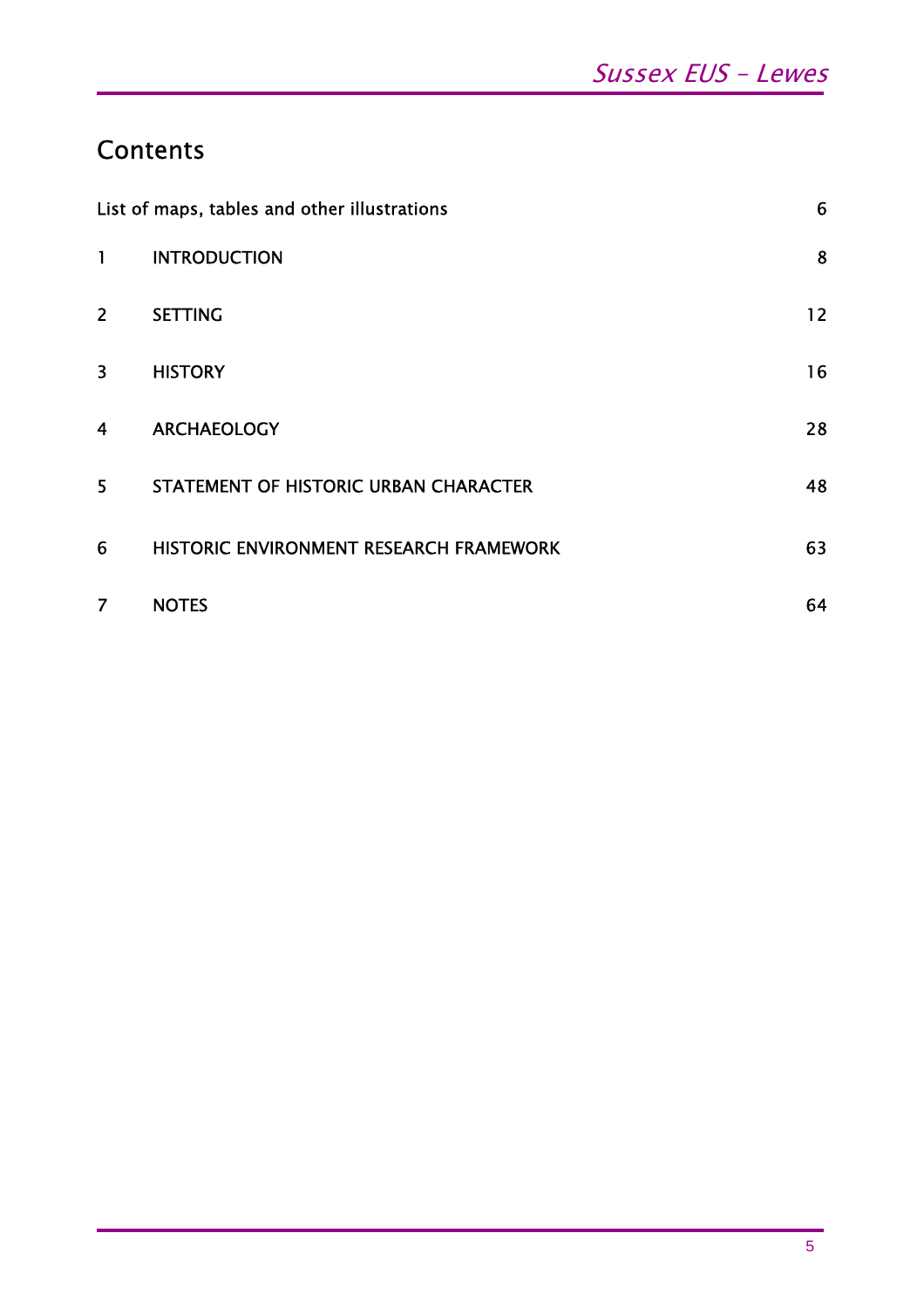## Contents

| | | |
|---|---|---|
| List of maps, tables and other illustrations | | 6 |
| 1 | INTRODUCTION | 8 |
| 2 | SETTING | 12 |
| 3 | HISTORY | 16 |
| 4 | ARCHAEOLOGY | 28 |
| 5 | STATEMENT OF HISTORIC URBAN CHARACTER | 48 |
| 6 | HISTORIC ENVIRONMENT RESEARCH FRAMEWORK | 63 |
| 7 | NOTES | 64 |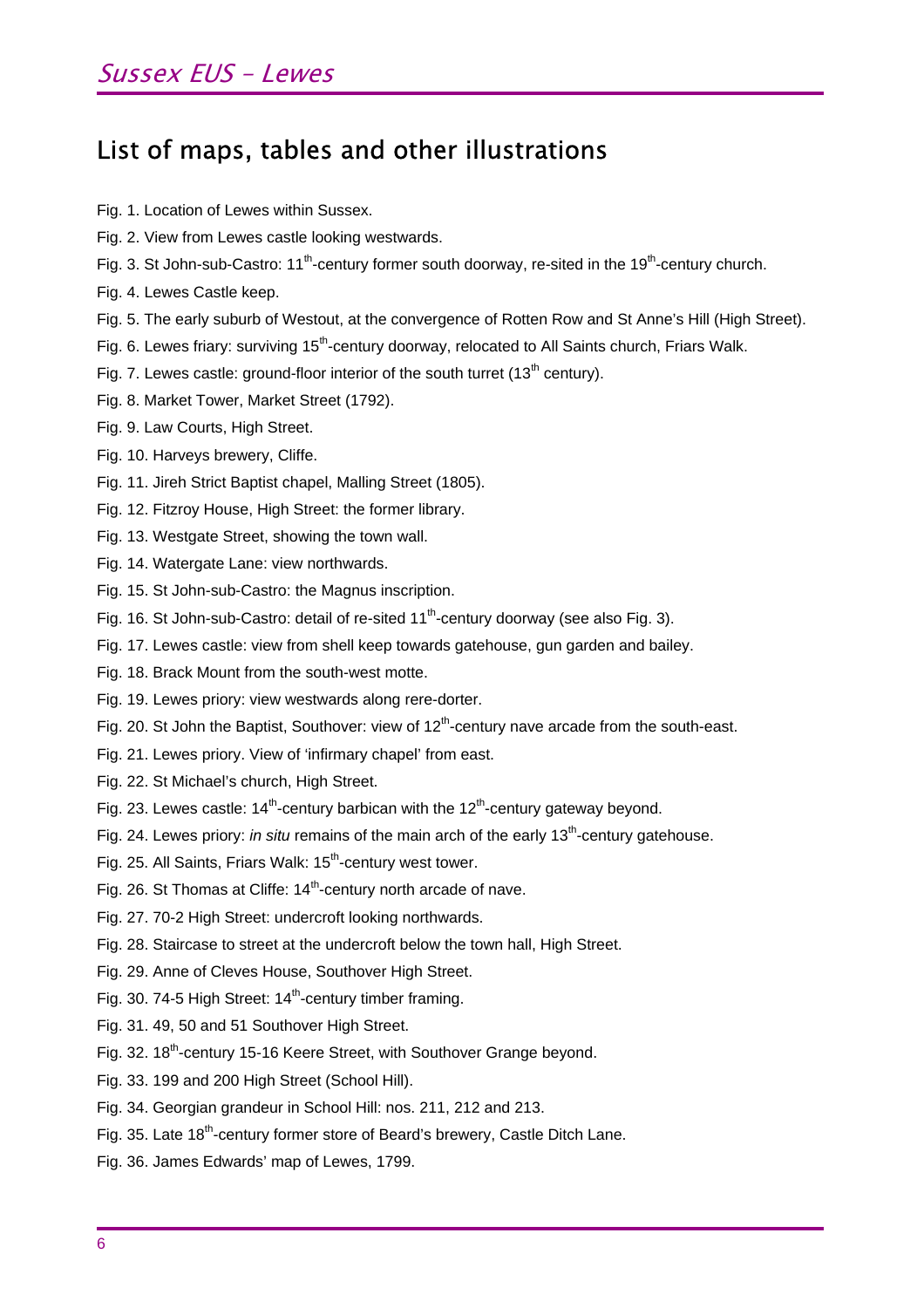## List of maps, tables and other illustrations

Fig. 1. Location of Lewes within Sussex.

Fig. 2. View from Lewes castle looking westwards.

Fig. 3. St John-sub-Castro: 11th-century former south doorway, re-sited in the 19th-century church.

Fig. 4. Lewes Castle keep.

Fig. 5. The early suburb of Westout, at the convergence of Rotten Row and St Anne's Hill (High Street).

Fig. 6. Lewes friary: surviving 15th-century doorway, relocated to All Saints church, Friars Walk.

Fig. 7. Lewes castle: ground-floor interior of the south turret (13th century).

Fig. 8. Market Tower, Market Street (1792).

Fig. 9. Law Courts, High Street.

Fig. 10. Harveys brewery, Cliffe.

Fig. 11. Jireh Strict Baptist chapel, Malling Street (1805).

Fig. 12. Fitzroy House, High Street: the former library.

Fig. 13. Westgate Street, showing the town wall.

Fig. 14. Watergate Lane: view northwards.

Fig. 15. St John-sub-Castro: the Magnus inscription.

Fig. 16. St John-sub-Castro: detail of re-sited 11th-century doorway (see also Fig. 3).

Fig. 17. Lewes castle: view from shell keep towards gatehouse, gun garden and bailey.

Fig. 18. Brack Mount from the south-west motte.

Fig. 19. Lewes priory: view westwards along rere-dorter.

Fig. 20. St John the Baptist, Southover: view of 12th-century nave arcade from the south-east.

Fig. 21. Lewes priory. View of 'infirmary chapel' from east.

Fig. 22. St Michael's church, High Street.

Fig. 23. Lewes castle: 14th-century barbican with the 12th-century gateway beyond.

Fig. 24. Lewes priory: *in situ* remains of the main arch of the early 13th-century gatehouse.

Fig. 25. All Saints, Friars Walk: 15th-century west tower.

Fig. 26. St Thomas at Cliffe: 14th-century north arcade of nave.

Fig. 27. 70-2 High Street: undercroft looking northwards.

Fig. 28. Staircase to street at the undercroft below the town hall, High Street.

Fig. 29. Anne of Cleves House, Southover High Street.

Fig. 30. 74-5 High Street: 14th-century timber framing.

Fig. 31. 49, 50 and 51 Southover High Street.

Fig. 32. 18th-century 15-16 Keere Street, with Southover Grange beyond.

Fig. 33. 199 and 200 High Street (School Hill).

Fig. 34. Georgian grandeur in School Hill: nos. 211, 212 and 213.

Fig. 35. Late 18th-century former store of Beard's brewery, Castle Ditch Lane.

Fig. 36. James Edwards' map of Lewes, 1799.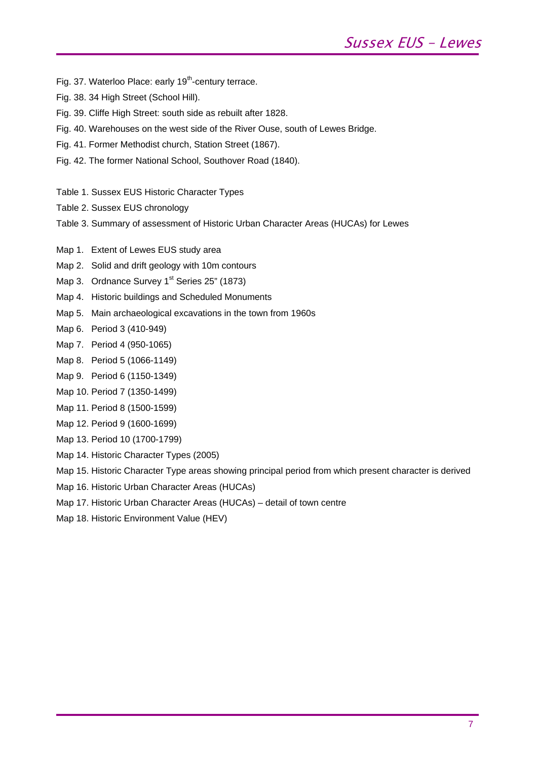Fig. 37. Waterloo Place: early 19th-century terrace.

Fig. 38. 34 High Street (School Hill).

Fig. 39. Cliffe High Street: south side as rebuilt after 1828.

Fig. 40. Warehouses on the west side of the River Ouse, south of Lewes Bridge.

Fig. 41. Former Methodist church, Station Street (1867).

Fig. 42. The former National School, Southover Road (1840).

Table 1. Sussex EUS Historic Character Types

Table 2. Sussex EUS chronology

Table 3. Summary of assessment of Historic Urban Character Areas (HUCAs) for Lewes

Map 1. Extent of Lewes EUS study area

Map 2. Solid and drift geology with 10m contours

Map 3. Ordnance Survey 1st Series 25" (1873)

Map 4. Historic buildings and Scheduled Monuments

Map 5. Main archaeological excavations in the town from 1960s

Map 6. Period 3 (410-949)

Map 7. Period 4 (950-1065)

Map 8. Period 5 (1066-1149)

Map 9. Period 6 (1150-1349)

Map 10. Period 7 (1350-1499)

Map 11. Period 8 (1500-1599)

Map 12. Period 9 (1600-1699)

Map 13. Period 10 (1700-1799)

Map 14. Historic Character Types (2005)

Map 15. Historic Character Type areas showing principal period from which present character is derived

Map 16. Historic Urban Character Areas (HUCAs)

Map 17. Historic Urban Character Areas (HUCAs) – detail of town centre

Map 18. Historic Environment Value (HEV)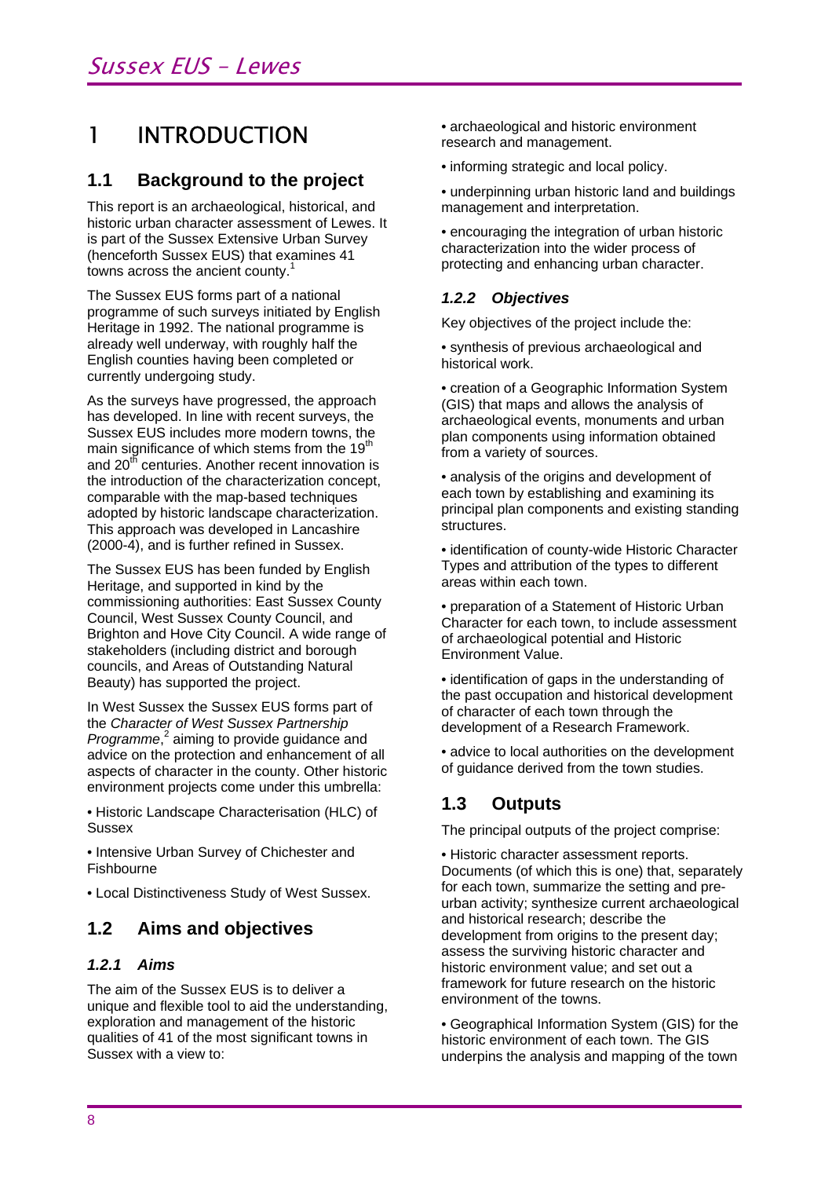# 1 INTRODUCTION

## 1.1 Background to the project

This report is an archaeological, historical, and historic urban character assessment of Lewes. It is part of the Sussex Extensive Urban Survey (henceforth Sussex EUS) that examines 41 towns across the ancient county.[1]

The Sussex EUS forms part of a national programme of such surveys initiated by English Heritage in 1992. The national programme is already well underway, with roughly half the English counties having been completed or currently undergoing study.

As the surveys have progressed, the approach has developed. In line with recent surveys, the Sussex EUS includes more modern towns, the main significance of which stems from the 19th and 20th centuries. Another recent innovation is the introduction of the characterization concept, comparable with the map-based techniques adopted by historic landscape characterization. This approach was developed in Lancashire (2000-4), and is further refined in Sussex.

The Sussex EUS has been funded by English Heritage, and supported in kind by the commissioning authorities: East Sussex County Council, West Sussex County Council, and Brighton and Hove City Council. A wide range of stakeholders (including district and borough councils, and Areas of Outstanding Natural Beauty) has supported the project.

In West Sussex the Sussex EUS forms part of the *Character of West Sussex Partnership Programme*,[2] aiming to provide guidance and advice on the protection and enhancement of all aspects of character in the county. Other historic environment projects come under this umbrella:

- Historic Landscape Characterisation (HLC) of Sussex
- Intensive Urban Survey of Chichester and Fishbourne
- Local Distinctiveness Study of West Sussex.

## 1.2 Aims and objectives

### *1.2.1 Aims*

The aim of the Sussex EUS is to deliver a unique and flexible tool to aid the understanding, exploration and management of the historic qualities of 41 of the most significant towns in Sussex with a view to:

- archaeological and historic environment research and management.
- informing strategic and local policy.
- underpinning urban historic land and buildings management and interpretation.
- encouraging the integration of urban historic characterization into the wider process of protecting and enhancing urban character.

### *1.2.2 Objectives*

Key objectives of the project include the:

- synthesis of previous archaeological and historical work.
- creation of a Geographic Information System (GIS) that maps and allows the analysis of archaeological events, monuments and urban plan components using information obtained from a variety of sources.
- analysis of the origins and development of each town by establishing and examining its principal plan components and existing standing structures.
- identification of county-wide Historic Character Types and attribution of the types to different areas within each town.
- preparation of a Statement of Historic Urban Character for each town, to include assessment of archaeological potential and Historic Environment Value.
- identification of gaps in the understanding of the past occupation and historical development of character of each town through the development of a Research Framework.
- advice to local authorities on the development of guidance derived from the town studies.

## 1.3 Outputs

The principal outputs of the project comprise:

- Historic character assessment reports. Documents (of which this is one) that, separately for each town, summarize the setting and pre-urban activity; synthesize current archaeological and historical research; describe the development from origins to the present day; assess the surviving historic character and historic environment value; and set out a framework for future research on the historic environment of the towns.
- Geographical Information System (GIS) for the historic environment of each town. The GIS underpins the analysis and mapping of the town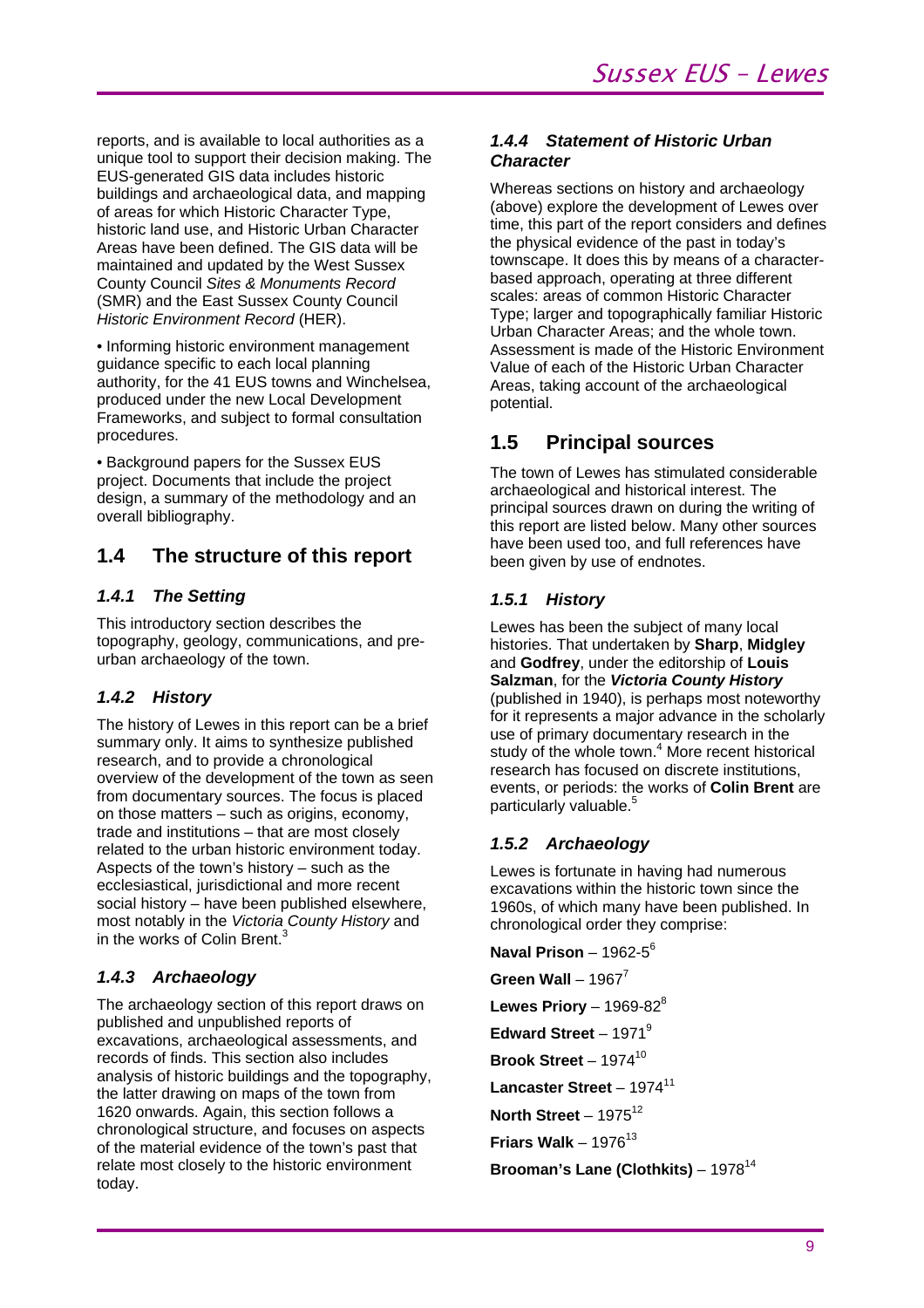reports, and is available to local authorities as a unique tool to support their decision making. The EUS-generated GIS data includes historic buildings and archaeological data, and mapping of areas for which Historic Character Type, historic land use, and Historic Urban Character Areas have been defined. The GIS data will be maintained and updated by the West Sussex County Council *Sites & Monuments Record* (SMR) and the East Sussex County Council *Historic Environment Record* (HER).

• Informing historic environment management guidance specific to each local planning authority, for the 41 EUS towns and Winchelsea, produced under the new Local Development Frameworks, and subject to formal consultation procedures.

• Background papers for the Sussex EUS project. Documents that include the project design, a summary of the methodology and an overall bibliography.

## 1.4 The structure of this report

### *1.4.1 The Setting*

This introductory section describes the topography, geology, communications, and pre-urban archaeology of the town.

### *1.4.2 History*

The history of Lewes in this report can be a brief summary only. It aims to synthesize published research, and to provide a chronological overview of the development of the town as seen from documentary sources. The focus is placed on those matters – such as origins, economy, trade and institutions – that are most closely related to the urban historic environment today. Aspects of the town's history – such as the ecclesiastical, jurisdictional and more recent social history – have been published elsewhere, most notably in the *Victoria County History* and in the works of Colin Brent.[3]

### *1.4.3 Archaeology*

The archaeology section of this report draws on published and unpublished reports of excavations, archaeological assessments, and records of finds. This section also includes analysis of historic buildings and the topography, the latter drawing on maps of the town from 1620 onwards. Again, this section follows a chronological structure, and focuses on aspects of the material evidence of the town's past that relate most closely to the historic environment today.

### *1.4.4 Statement of Historic Urban Character*

Whereas sections on history and archaeology (above) explore the development of Lewes over time, this part of the report considers and defines the physical evidence of the past in today's townscape. It does this by means of a character-based approach, operating at three different scales: areas of common Historic Character Type; larger and topographically familiar Historic Urban Character Areas; and the whole town. Assessment is made of the Historic Environment Value of each of the Historic Urban Character Areas, taking account of the archaeological potential.

## 1.5 Principal sources

The town of Lewes has stimulated considerable archaeological and historical interest. The principal sources drawn on during the writing of this report are listed below. Many other sources have been used too, and full references have been given by use of endnotes.

### *1.5.1 History*

Lewes has been the subject of many local histories. That undertaken by **Sharp**, **Midgley** and **Godfrey**, under the editorship of **Louis Salzman**, for the ***Victoria County History*** (published in 1940), is perhaps most noteworthy for it represents a major advance in the scholarly use of primary documentary research in the study of the whole town.[4] More recent historical research has focused on discrete institutions, events, or periods: the works of **Colin Brent** are particularly valuable.[5]

### *1.5.2 Archaeology*

Lewes is fortunate in having had numerous excavations within the historic town since the 1960s, of which many have been published. In chronological order they comprise:

**Naval Prison** – 1962-5[6]

**Green Wall** – 1967[7]

**Lewes Priory** – 1969-82[8]

**Edward Street** – 1971[9]

**Brook Street** – 1974[10]

**Lancaster Street** – 1974[11]

**North Street** – 1975[12]

**Friars Walk** – 1976[13]

**Brooman's Lane (Clothkits)** – 1978[14]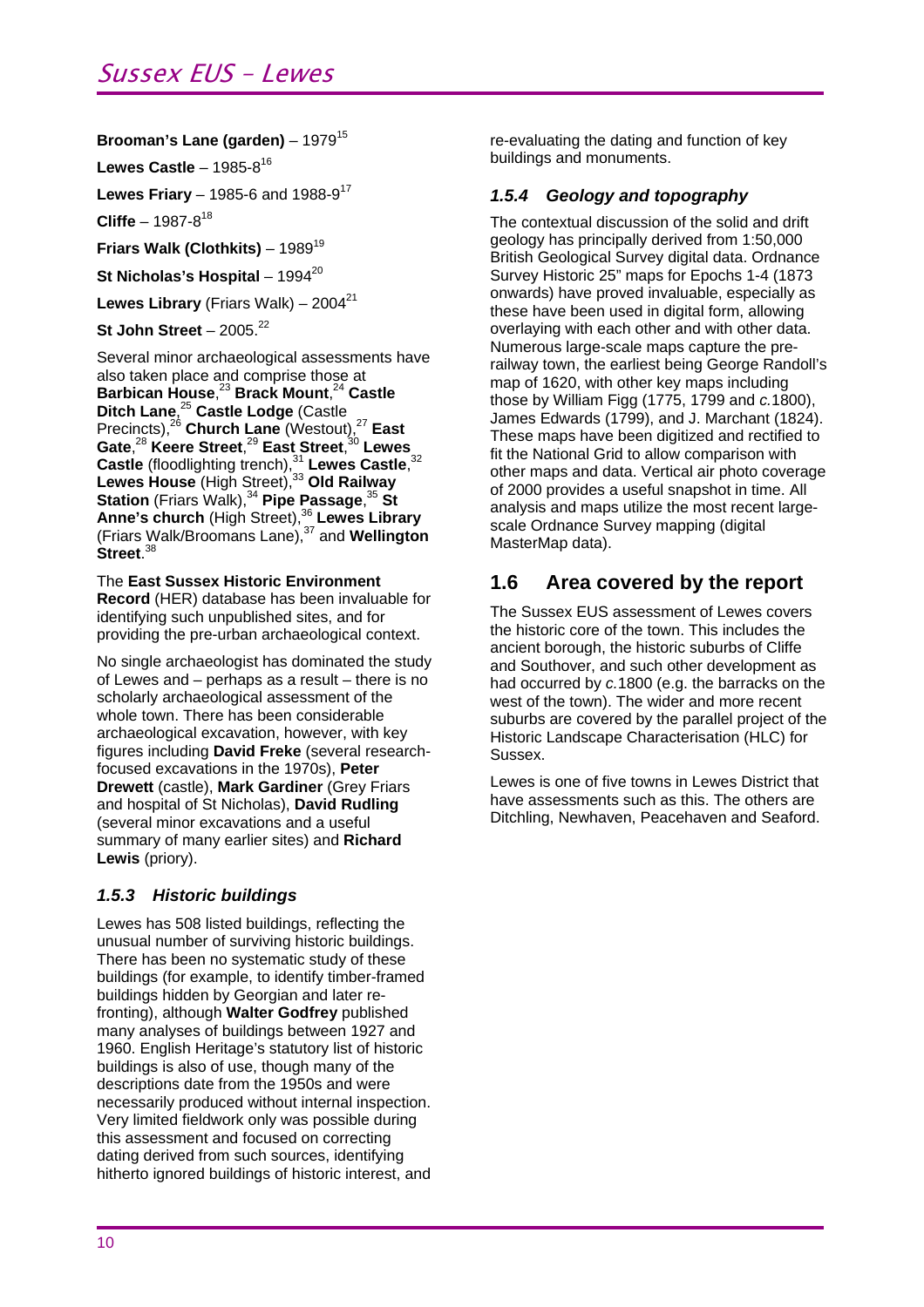**Brooman's Lane (garden)** – 1979[15]

**Lewes Castle** – 1985-8[16]

**Lewes Friary** – 1985-6 and 1988-9[17]

**Cliffe** – 1987-8[18]

**Friars Walk (Clothkits)** – 1989[19]

**St Nicholas's Hospital** – 1994[20]

**Lewes Library** (Friars Walk) – 2004[21]

**St John Street** – 2005.[22]

Several minor archaeological assessments have also taken place and comprise those at **Barbican House**,[23] **Brack Mount**,[24] **Castle Ditch Lane**,[25] **Castle Lodge** (Castle Precincts),[26] **Church Lane** (Westout),[27] **East Gate**,[28] **Keere Street**,[29] **East Street**,[30] **Lewes Castle** (floodlighting trench),[31] **Lewes Castle**,[32] **Lewes House** (High Street),[33] **Old Railway Station** (Friars Walk),[34] **Pipe Passage**,[35] **St Anne's church** (High Street),[36] **Lewes Library** (Friars Walk/Broomans Lane),[37] and **Wellington Street**.[38]

The **East Sussex Historic Environment Record** (HER) database has been invaluable for identifying such unpublished sites, and for providing the pre-urban archaeological context.

No single archaeologist has dominated the study of Lewes and – perhaps as a result – there is no scholarly archaeological assessment of the whole town. There has been considerable archaeological excavation, however, with key figures including **David Freke** (several research-focused excavations in the 1970s), **Peter Drewett** (castle), **Mark Gardiner** (Grey Friars and hospital of St Nicholas), **David Rudling** (several minor excavations and a useful summary of many earlier sites) and **Richard Lewis** (priory).

### *1.5.3 Historic buildings*

Lewes has 508 listed buildings, reflecting the unusual number of surviving historic buildings. There has been no systematic study of these buildings (for example, to identify timber-framed buildings hidden by Georgian and later re-fronting), although **Walter Godfrey** published many analyses of buildings between 1927 and 1960. English Heritage's statutory list of historic buildings is also of use, though many of the descriptions date from the 1950s and were necessarily produced without internal inspection. Very limited fieldwork only was possible during this assessment and focused on correcting dating derived from such sources, identifying hitherto ignored buildings of historic interest, and re-evaluating the dating and function of key buildings and monuments.

### *1.5.4 Geology and topography*

The contextual discussion of the solid and drift geology has principally derived from 1:50,000 British Geological Survey digital data. Ordnance Survey Historic 25" maps for Epochs 1-4 (1873 onwards) have proved invaluable, especially as these have been used in digital form, allowing overlaying with each other and with other data. Numerous large-scale maps capture the pre-railway town, the earliest being George Randoll's map of 1620, with other key maps including those by William Figg (1775, 1799 and *c.*1800), James Edwards (1799), and J. Marchant (1824). These maps have been digitized and rectified to fit the National Grid to allow comparison with other maps and data. Vertical air photo coverage of 2000 provides a useful snapshot in time. All analysis and maps utilize the most recent large-scale Ordnance Survey mapping (digital MasterMap data).

## 1.6 Area covered by the report

The Sussex EUS assessment of Lewes covers the historic core of the town. This includes the ancient borough, the historic suburbs of Cliffe and Southover, and such other development as had occurred by *c.*1800 (e.g. the barracks on the west of the town). The wider and more recent suburbs are covered by the parallel project of the Historic Landscape Characterisation (HLC) for Sussex.

Lewes is one of five towns in Lewes District that have assessments such as this. The others are Ditchling, Newhaven, Peacehaven and Seaford.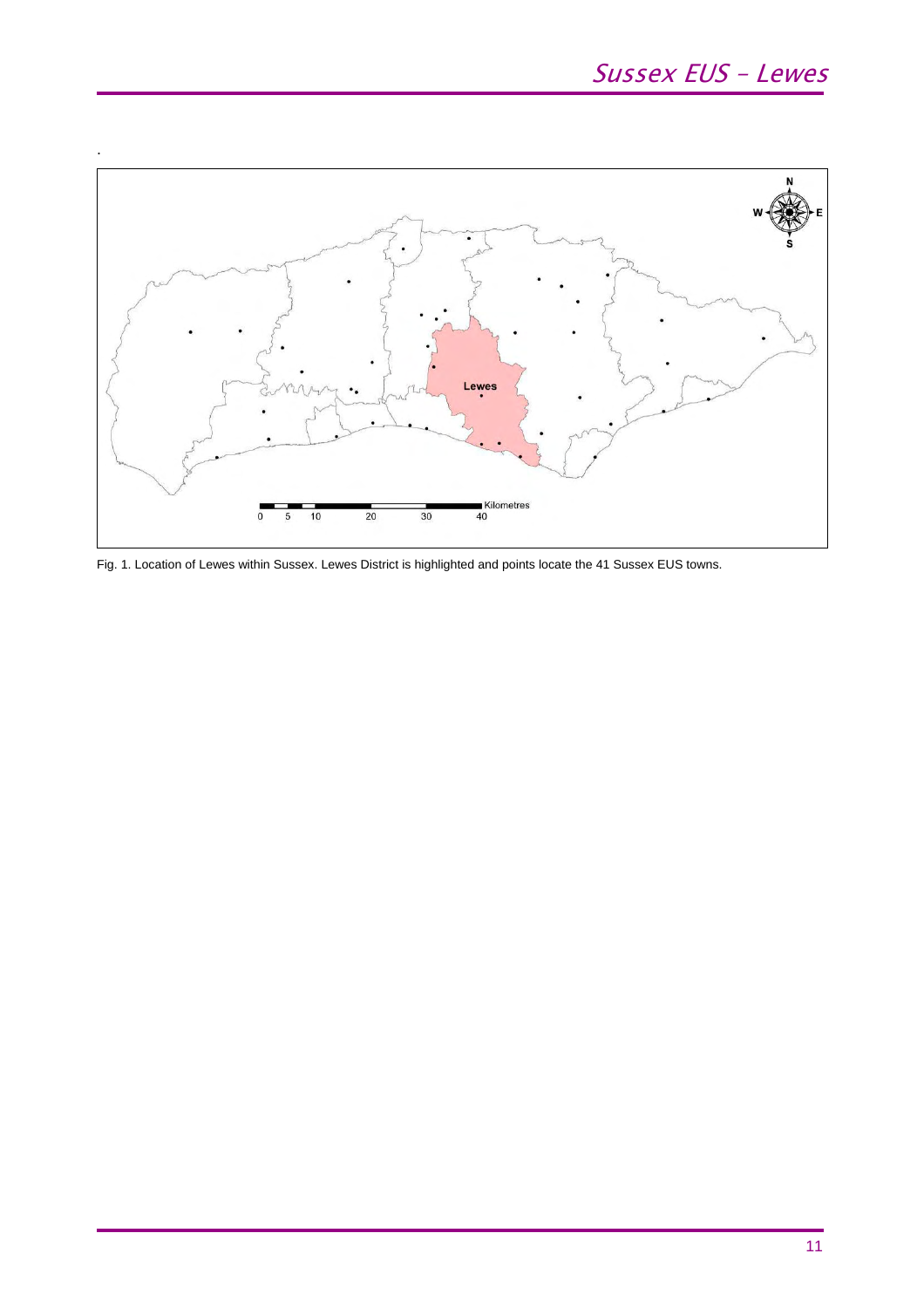Fig. 1. Location of Lewes within Sussex. Lewes District is highlighted and points locate the 41 Sussex EUS towns.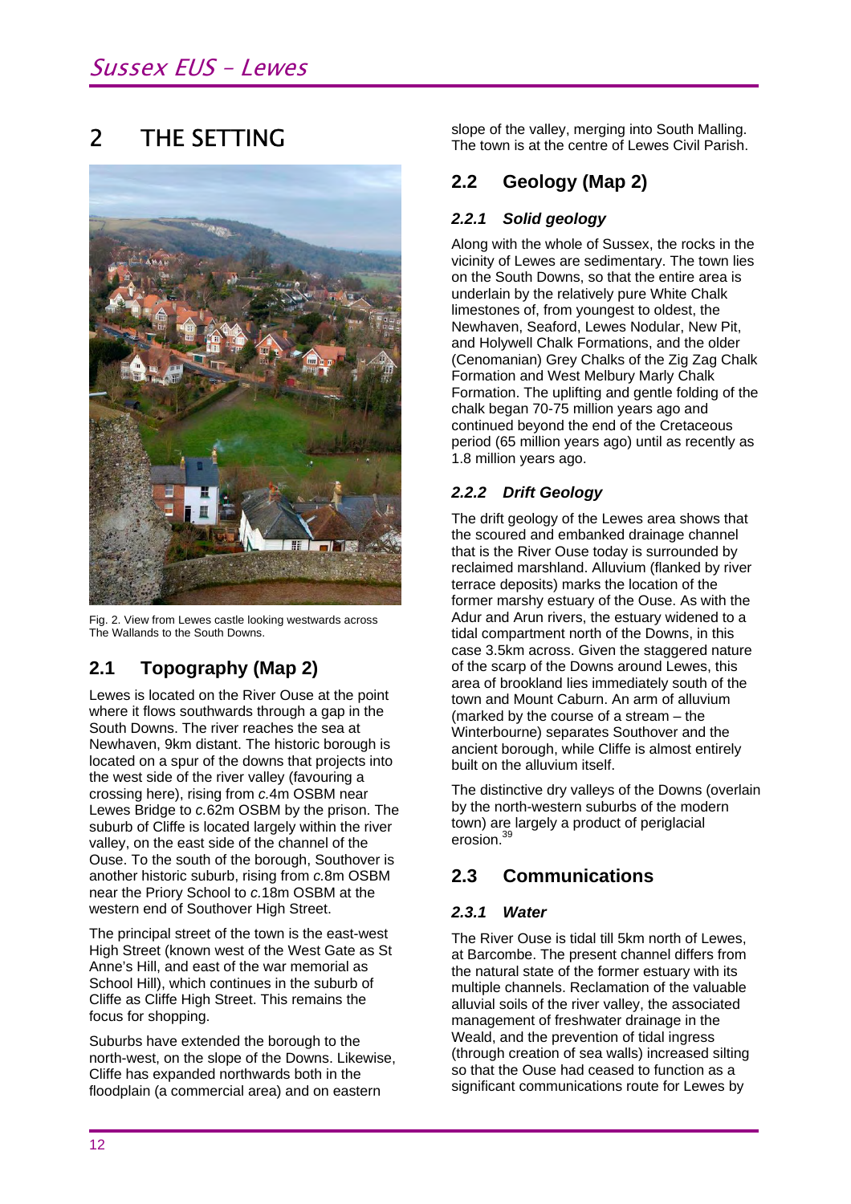# 2 THE SETTING

Fig. 2. View from Lewes castle looking westwards across The Wallands to the South Downs.

## 2.1 Topography (Map 2)

Lewes is located on the River Ouse at the point where it flows southwards through a gap in the South Downs. The river reaches the sea at Newhaven, 9km distant. The historic borough is located on a spur of the downs that projects into the west side of the river valley (favouring a crossing here), rising from *c.*4m OSBM near Lewes Bridge to *c.*62m OSBM by the prison. The suburb of Cliffe is located largely within the river valley, on the east side of the channel of the Ouse. To the south of the borough, Southover is another historic suburb, rising from *c.*8m OSBM near the Priory School to *c.*18m OSBM at the western end of Southover High Street.

The principal street of the town is the east-west High Street (known west of the West Gate as St Anne's Hill, and east of the war memorial as School Hill), which continues in the suburb of Cliffe as Cliffe High Street. This remains the focus for shopping.

Suburbs have extended the borough to the north-west, on the slope of the Downs. Likewise, Cliffe has expanded northwards both in the floodplain (a commercial area) and on eastern slope of the valley, merging into South Malling. The town is at the centre of Lewes Civil Parish.

## 2.2 Geology (Map 2)

### *2.2.1 Solid geology*

Along with the whole of Sussex, the rocks in the vicinity of Lewes are sedimentary. The town lies on the South Downs, so that the entire area is underlain by the relatively pure White Chalk limestones of, from youngest to oldest, the Newhaven, Seaford, Lewes Nodular, New Pit, and Holywell Chalk Formations, and the older (Cenomanian) Grey Chalks of the Zig Zag Chalk Formation and West Melbury Marly Chalk Formation. The uplifting and gentle folding of the chalk began 70-75 million years ago and continued beyond the end of the Cretaceous period (65 million years ago) until as recently as 1.8 million years ago.

### *2.2.2 Drift Geology*

The drift geology of the Lewes area shows that the scoured and embanked drainage channel that is the River Ouse today is surrounded by reclaimed marshland. Alluvium (flanked by river terrace deposits) marks the location of the former marshy estuary of the Ouse. As with the Adur and Arun rivers, the estuary widened to a tidal compartment north of the Downs, in this case 3.5km across. Given the staggered nature of the scarp of the Downs around Lewes, this area of brookland lies immediately south of the town and Mount Caburn. An arm of alluvium (marked by the course of a stream – the Winterbourne) separates Southover and the ancient borough, while Cliffe is almost entirely built on the alluvium itself.

The distinctive dry valleys of the Downs (overlain by the north-western suburbs of the modern town) are largely a product of periglacial erosion.[39]

## 2.3 Communications

### *2.3.1 Water*

The River Ouse is tidal till 5km north of Lewes, at Barcombe. The present channel differs from the natural state of the former estuary with its multiple channels. Reclamation of the valuable alluvial soils of the river valley, the associated management of freshwater drainage in the Weald, and the prevention of tidal ingress (through creation of sea walls) increased silting so that the Ouse had ceased to function as a significant communications route for Lewes by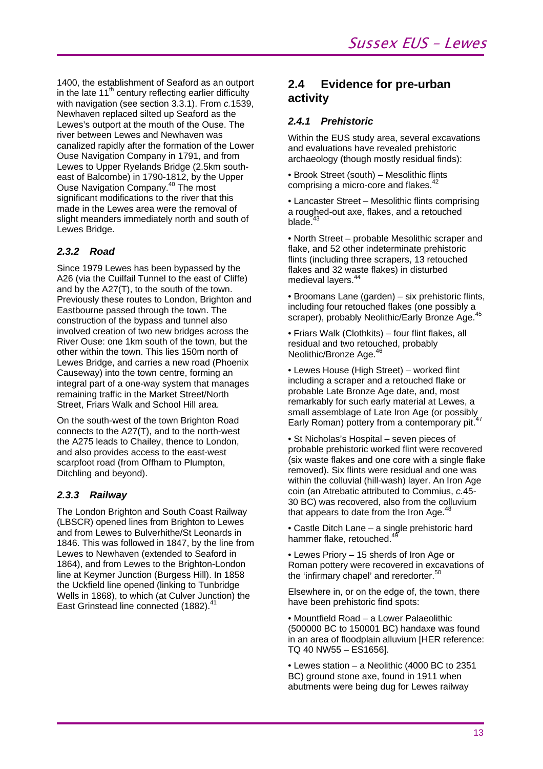1400, the establishment of Seaford as an outport in the late 11th century reflecting earlier difficulty with navigation (see section 3.3.1). From *c.*1539, Newhaven replaced silted up Seaford as the Lewes's outport at the mouth of the Ouse. The river between Lewes and Newhaven was canalized rapidly after the formation of the Lower Ouse Navigation Company in 1791, and from Lewes to Upper Ryelands Bridge (2.5km south-east of Balcombe) in 1790-1812, by the Upper Ouse Navigation Company.[40] The most significant modifications to the river that this made in the Lewes area were the removal of slight meanders immediately north and south of Lewes Bridge.

### *2.3.2 Road*

Since 1979 Lewes has been bypassed by the A26 (via the Cuilfail Tunnel to the east of Cliffe) and by the A27(T), to the south of the town. Previously these routes to London, Brighton and Eastbourne passed through the town. The construction of the bypass and tunnel also involved creation of two new bridges across the River Ouse: one 1km south of the town, but the other within the town. This lies 150m north of Lewes Bridge, and carries a new road (Phoenix Causeway) into the town centre, forming an integral part of a one-way system that manages remaining traffic in the Market Street/North Street, Friars Walk and School Hill area.

On the south-west of the town Brighton Road connects to the A27(T), and to the north-west the A275 leads to Chailey, thence to London, and also provides access to the east-west scarpfoot road (from Offham to Plumpton, Ditchling and beyond).

### *2.3.3 Railway*

The London Brighton and South Coast Railway (LBSCR) opened lines from Brighton to Lewes and from Lewes to Bulverhithe/St Leonards in 1846. This was followed in 1847, by the line from Lewes to Newhaven (extended to Seaford in 1864), and from Lewes to the Brighton-London line at Keymer Junction (Burgess Hill). In 1858 the Uckfield line opened (linking to Tunbridge Wells in 1868), to which (at Culver Junction) the East Grinstead line connected (1882).[41]

## 2.4 Evidence for pre-urban activity

### *2.4.1 Prehistoric*

Within the EUS study area, several excavations and evaluations have revealed prehistoric archaeology (though mostly residual finds):

- Brook Street (south) – Mesolithic flints comprising a micro-core and flakes.[42]
- Lancaster Street – Mesolithic flints comprising a roughed-out axe, flakes, and a retouched blade.[43]
- North Street – probable Mesolithic scraper and flake, and 52 other indeterminate prehistoric flints (including three scrapers, 13 retouched flakes and 32 waste flakes) in disturbed medieval layers.[44]
- Broomans Lane (garden) – six prehistoric flints, including four retouched flakes (one possibly a scraper), probably Neolithic/Early Bronze Age.[45]
- Friars Walk (Clothkits) – four flint flakes, all residual and two retouched, probably Neolithic/Bronze Age.[46]
- Lewes House (High Street) – worked flint including a scraper and a retouched flake or probable Late Bronze Age date, and, most remarkably for such early material at Lewes, a small assemblage of Late Iron Age (or possibly Early Roman) pottery from a contemporary pit.[47]
- St Nicholas's Hospital – seven pieces of probable prehistoric worked flint were recovered (six waste flakes and one core with a single flake removed). Six flints were residual and one was within the colluvial (hill-wash) layer. An Iron Age coin (an Atrebatic attributed to Commius, *c.*45-30 BC) was recovered, also from the colluvium that appears to date from the Iron Age.[48]
- Castle Ditch Lane – a single prehistoric hard hammer flake, retouched.[49]
- Lewes Priory – 15 sherds of Iron Age or Roman pottery were recovered in excavations of the 'infirmary chapel' and reredorter.[50]

Elsewhere in, or on the edge of, the town, there have been prehistoric find spots:

- Mountfield Road – a Lower Palaeolithic (500000 BC to 150001 BC) handaxe was found in an area of floodplain alluvium [HER reference: TQ 40 NW55 – ES1656].
- Lewes station – a Neolithic (4000 BC to 2351 BC) ground stone axe, found in 1911 when abutments were being dug for Lewes railway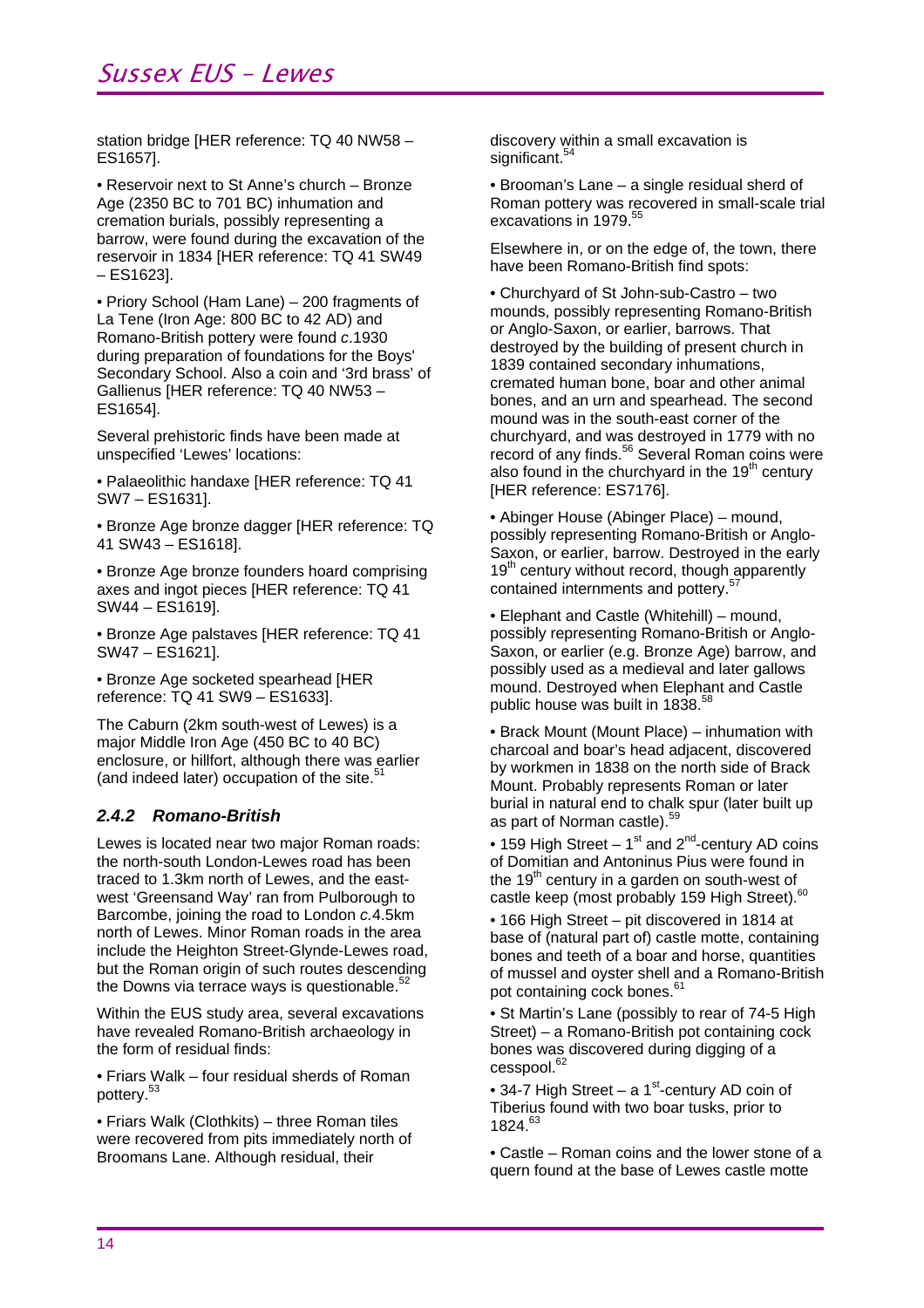station bridge [HER reference: TQ 40 NW58 – ES1657].

• Reservoir next to St Anne's church – Bronze Age (2350 BC to 701 BC) inhumation and cremation burials, possibly representing a barrow, were found during the excavation of the reservoir in 1834 [HER reference: TQ 41 SW49 – ES1623].

• Priory School (Ham Lane) – 200 fragments of La Tene (Iron Age: 800 BC to 42 AD) and Romano-British pottery were found *c*.1930 during preparation of foundations for the Boys' Secondary School. Also a coin and '3rd brass' of Gallienus [HER reference: TQ 40 NW53 – ES1654].

Several prehistoric finds have been made at unspecified 'Lewes' locations:

• Palaeolithic handaxe [HER reference: TQ 41 SW7 – ES1631].

• Bronze Age bronze dagger [HER reference: TQ 41 SW43 – ES1618].

• Bronze Age bronze founders hoard comprising axes and ingot pieces [HER reference: TQ 41 SW44 – ES1619].

• Bronze Age palstaves [HER reference: TQ 41 SW47 – ES1621].

• Bronze Age socketed spearhead [HER reference: TQ 41 SW9 – ES1633].

The Caburn (2km south-west of Lewes) is a major Middle Iron Age (450 BC to 40 BC) enclosure, or hillfort, although there was earlier (and indeed later) occupation of the site.[51]

### *2.4.2 Romano-British*

Lewes is located near two major Roman roads: the north-south London-Lewes road has been traced to 1.3km north of Lewes, and the east-west 'Greensand Way' ran from Pulborough to Barcombe, joining the road to London *c*.4.5km north of Lewes. Minor Roman roads in the area include the Heighton Street-Glynde-Lewes road, but the Roman origin of such routes descending the Downs via terrace ways is questionable.[52]

Within the EUS study area, several excavations have revealed Romano-British archaeology in the form of residual finds:

• Friars Walk – four residual sherds of Roman pottery.[53]

• Friars Walk (Clothkits) – three Roman tiles were recovered from pits immediately north of Broomans Lane. Although residual, their discovery within a small excavation is significant.[54]

• Brooman's Lane – a single residual sherd of Roman pottery was recovered in small-scale trial excavations in 1979.[55]

Elsewhere in, or on the edge of, the town, there have been Romano-British find spots:

• Churchyard of St John-sub-Castro – two mounds, possibly representing Romano-British or Anglo-Saxon, or earlier, barrows. That destroyed by the building of present church in 1839 contained secondary inhumations, cremated human bone, boar and other animal bones, and an urn and spearhead. The second mound was in the south-east corner of the churchyard, and was destroyed in 1779 with no record of any finds.[56] Several Roman coins were also found in the churchyard in the 19th century [HER reference: ES7176].

• Abinger House (Abinger Place) – mound, possibly representing Romano-British or Anglo-Saxon, or earlier, barrow. Destroyed in the early 19th century without record, though apparently contained internments and pottery.[57]

• Elephant and Castle (Whitehill) – mound, possibly representing Romano-British or Anglo-Saxon, or earlier (e.g. Bronze Age) barrow, and possibly used as a medieval and later gallows mound. Destroyed when Elephant and Castle public house was built in 1838.[58]

• Brack Mount (Mount Place) – inhumation with charcoal and boar's head adjacent, discovered by workmen in 1838 on the north side of Brack Mount. Probably represents Roman or later burial in natural end to chalk spur (later built up as part of Norman castle).[59]

• 159 High Street – 1st and 2nd-century AD coins of Domitian and Antoninus Pius were found in the 19th century in a garden on south-west of castle keep (most probably 159 High Street).[60]

• 166 High Street – pit discovered in 1814 at base of (natural part of) castle motte, containing bones and teeth of a boar and horse, quantities of mussel and oyster shell and a Romano-British pot containing cock bones.[61]

• St Martin's Lane (possibly to rear of 74-5 High Street) – a Romano-British pot containing cock bones was discovered during digging of a cesspool.[62]

• 34-7 High Street – a 1st-century AD coin of Tiberius found with two boar tusks, prior to 1824.[63]

• Castle – Roman coins and the lower stone of a quern found at the base of Lewes castle motte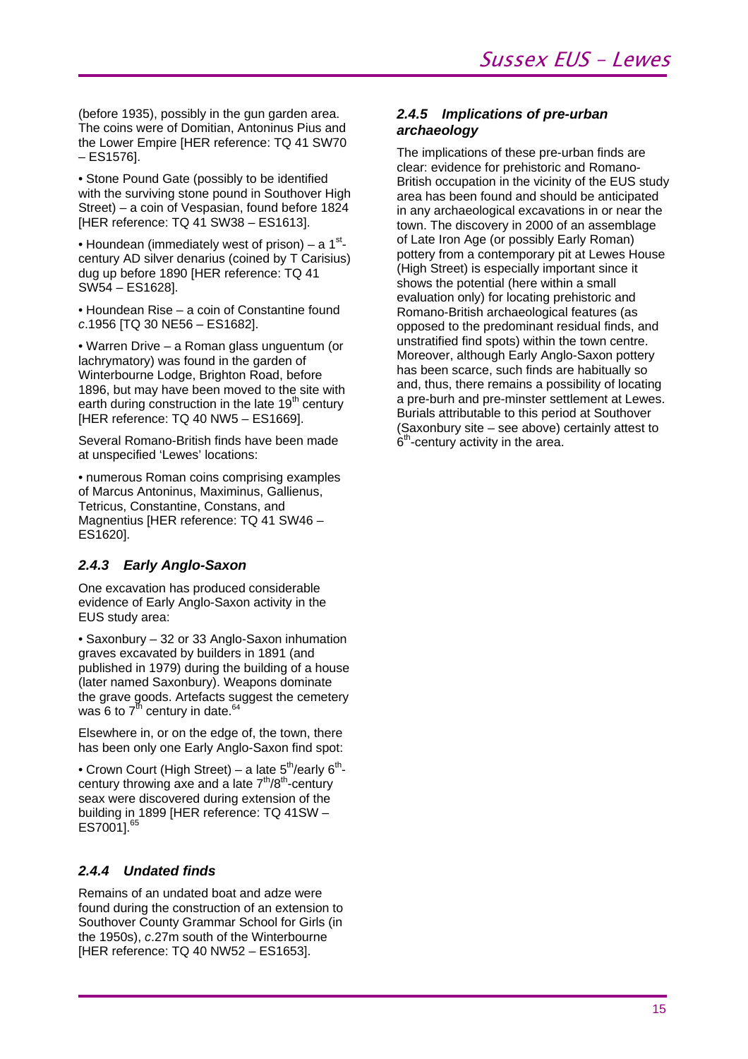(before 1935), possibly in the gun garden area. The coins were of Domitian, Antoninus Pius and the Lower Empire [HER reference: TQ 41 SW70 – ES1576].

• Stone Pound Gate (possibly to be identified with the surviving stone pound in Southover High Street) – a coin of Vespasian, found before 1824 [HER reference: TQ 41 SW38 – ES1613].

• Houndean (immediately west of prison) – a 1st-century AD silver denarius (coined by T Carisius) dug up before 1890 [HER reference: TQ 41 SW54 – ES1628].

• Houndean Rise – a coin of Constantine found *c*.1956 [TQ 30 NE56 – ES1682].

• Warren Drive – a Roman glass unguentum (or lachrymatory) was found in the garden of Winterbourne Lodge, Brighton Road, before 1896, but may have been moved to the site with earth during construction in the late 19th century [HER reference: TQ 40 NW5 – ES1669].

Several Romano-British finds have been made at unspecified 'Lewes' locations:

• numerous Roman coins comprising examples of Marcus Antoninus, Maximinus, Gallienus, Tetricus, Constantine, Constans, and Magnentius [HER reference: TQ 41 SW46 – ES1620].

### *2.4.3 Early Anglo-Saxon*

One excavation has produced considerable evidence of Early Anglo-Saxon activity in the EUS study area:

• Saxonbury – 32 or 33 Anglo-Saxon inhumation graves excavated by builders in 1891 (and published in 1979) during the building of a house (later named Saxonbury). Weapons dominate the grave goods. Artefacts suggest the cemetery was 6 to 7th century in date.[64]

Elsewhere in, or on the edge of, the town, there has been only one Early Anglo-Saxon find spot:

• Crown Court (High Street) – a late 5th/early 6th-century throwing axe and a late 7th/8th-century seax were discovered during extension of the building in 1899 [HER reference: TQ 41SW – ES7001].[65]

### *2.4.4 Undated finds*

Remains of an undated boat and adze were found during the construction of an extension to Southover County Grammar School for Girls (in the 1950s), *c*.27m south of the Winterbourne [HER reference: TQ 40 NW52 – ES1653].

### *2.4.5 Implications of pre-urban archaeology*

The implications of these pre-urban finds are clear: evidence for prehistoric and Romano-British occupation in the vicinity of the EUS study area has been found and should be anticipated in any archaeological excavations in or near the town. The discovery in 2000 of an assemblage of Late Iron Age (or possibly Early Roman) pottery from a contemporary pit at Lewes House (High Street) is especially important since it shows the potential (here within a small evaluation only) for locating prehistoric and Romano-British archaeological features (as opposed to the predominant residual finds, and unstratified find spots) within the town centre. Moreover, although Early Anglo-Saxon pottery has been scarce, such finds are habitually so and, thus, there remains a possibility of locating a pre-burh and pre-minster settlement at Lewes. Burials attributable to this period at Southover (Saxonbury site – see above) certainly attest to 6th-century activity in the area.